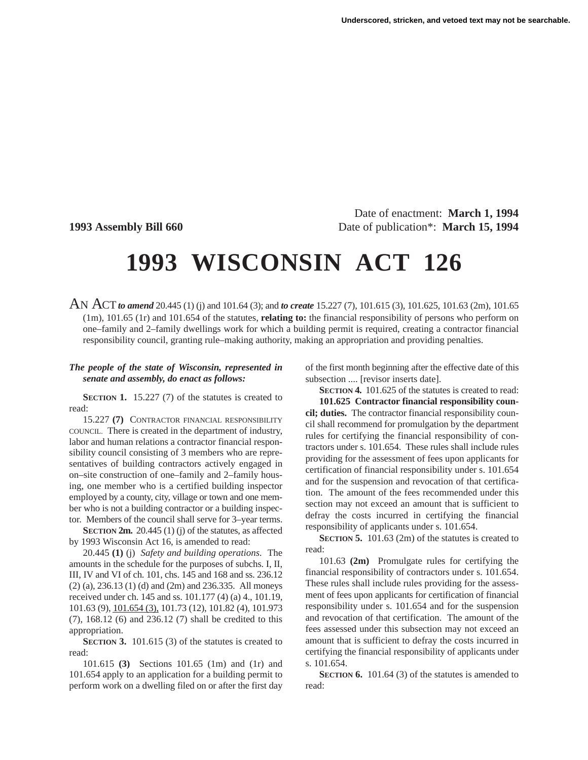Underscored, stricken, and vetoed text may not be searchable.

Date of enactment: **March 1, 1994**

**1993 Assembly Bill 660** Date of publication*: **March 15, 1994**

# 1993 WISCONSIN ACT 126

AN ACT ***to amend*** 20.445 (1) (j) and 101.64 (3); and ***to create*** 15.227 (7), 101.615 (3), 101.625, 101.63 (2m), 101.65 (1m), 101.65 (1r) and 101.654 of the statutes, **relating to:** the financial responsibility of persons who perform on one–family and 2–family dwellings work for which a building permit is required, creating a contractor financial responsibility council, granting rule–making authority, making an appropriation and providing penalties.

***The people of the state of Wisconsin, represented in senate and assembly, do enact as follows:***

**SECTION 1.** 15.227 (7) of the statutes is created to read:

15.227 **(7)** CONTRACTOR FINANCIAL RESPONSIBILITY COUNCIL. There is created in the department of industry, labor and human relations a contractor financial responsibility council consisting of 3 members who are representatives of building contractors actively engaged in on–site construction of one–family and 2–family housing, one member who is a certified building inspector employed by a county, city, village or town and one member who is not a building contractor or a building inspector. Members of the council shall serve for 3–year terms.

**SECTION 2m.** 20.445 (1) (j) of the statutes, as affected by 1993 Wisconsin Act 16, is amended to read:

20.445 **(1)** (j) *Safety and building operations.* The amounts in the schedule for the purposes of subchs. I, II, III, IV and VI of ch. 101, chs. 145 and 168 and ss. 236.12 (2) (a), 236.13 (1) (d) and (2m) and 236.335. All moneys received under ch. 145 and ss. 101.177 (4) (a) 4., 101.19, 101.63 (9), <u>101.654 (3),</u> 101.73 (12), 101.82 (4), 101.973 (7), 168.12 (6) and 236.12 (7) shall be credited to this appropriation.

**SECTION 3.** 101.615 (3) of the statutes is created to read:

101.615 **(3)** Sections 101.65 (1m) and (1r) and 101.654 apply to an application for a building permit to perform work on a dwelling filed on or after the first day of the first month beginning after the effective date of this subsection .... [revisor inserts date].

**SECTION 4.** 101.625 of the statutes is created to read:

**101.625 Contractor financial responsibility council; duties.** The contractor financial responsibility council shall recommend for promulgation by the department rules for certifying the financial responsibility of contractors under s. 101.654. These rules shall include rules providing for the assessment of fees upon applicants for certification of financial responsibility under s. 101.654 and for the suspension and revocation of that certification. The amount of the fees recommended under this section may not exceed an amount that is sufficient to defray the costs incurred in certifying the financial responsibility of applicants under s. 101.654.

**SECTION 5.** 101.63 (2m) of the statutes is created to read:

101.63 **(2m)** Promulgate rules for certifying the financial responsibility of contractors under s. 101.654. These rules shall include rules providing for the assessment of fees upon applicants for certification of financial responsibility under s. 101.654 and for the suspension and revocation of that certification. The amount of the fees assessed under this subsection may not exceed an amount that is sufficient to defray the costs incurred in certifying the financial responsibility of applicants under s. 101.654.

**SECTION 6.** 101.64 (3) of the statutes is amended to read: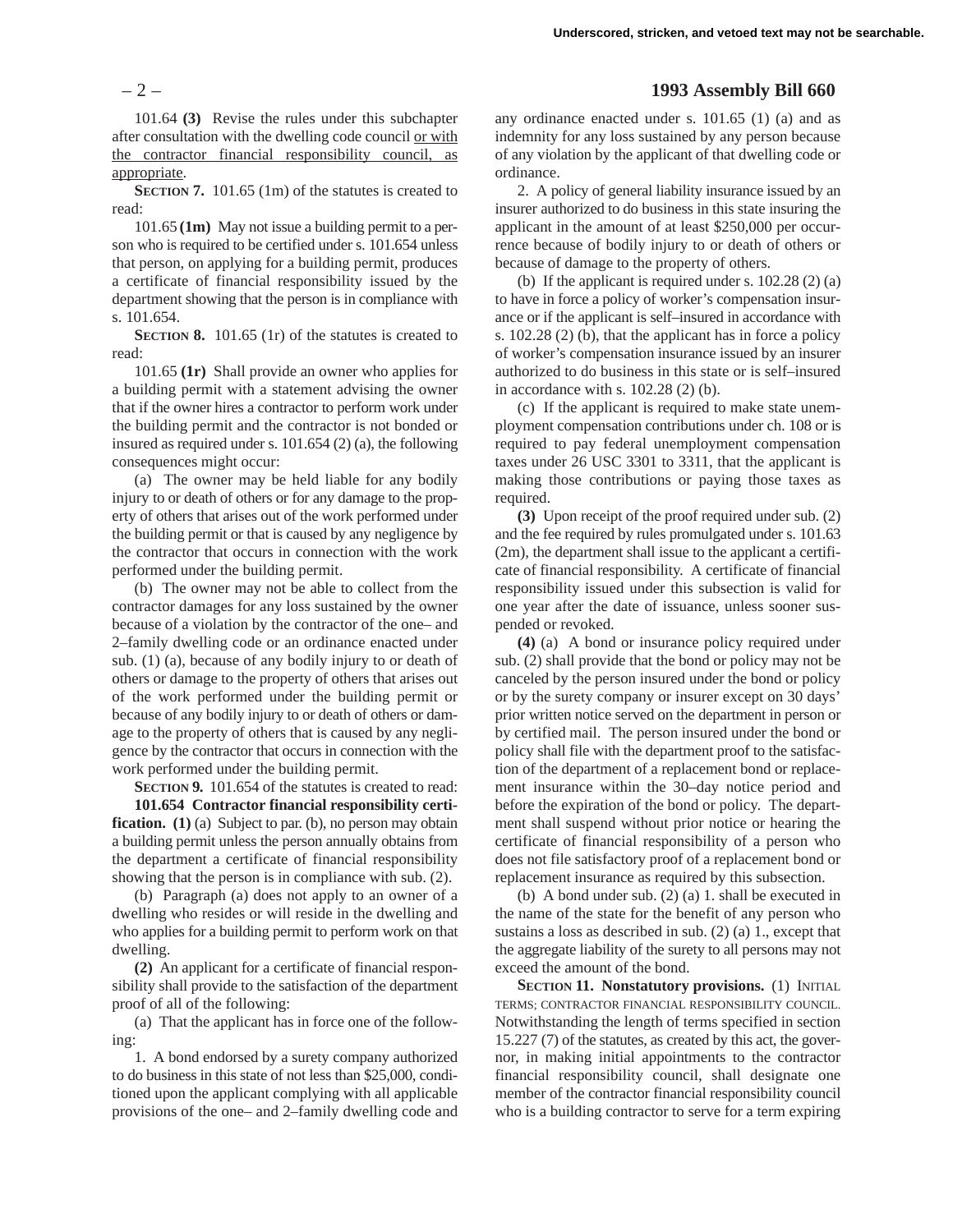101.64 **(3)** Revise the rules under this subchapter after consultation with the dwelling code council <u>or with the contractor financial responsibility council, as appropriate</u>.

**SECTION 7.** 101.65 (1m) of the statutes is created to read:

101.65 **(1m)** May not issue a building permit to a person who is required to be certified under s. 101.654 unless that person, on applying for a building permit, produces a certificate of financial responsibility issued by the department showing that the person is in compliance with s. 101.654.

**SECTION 8.** 101.65 (1r) of the statutes is created to read:

101.65 **(1r)** Shall provide an owner who applies for a building permit with a statement advising the owner that if the owner hires a contractor to perform work under the building permit and the contractor is not bonded or insured as required under s. 101.654 (2) (a), the following consequences might occur:

(a) The owner may be held liable for any bodily injury to or death of others or for any damage to the property of others that arises out of the work performed under the building permit or that is caused by any negligence by the contractor that occurs in connection with the work performed under the building permit.

(b) The owner may not be able to collect from the contractor damages for any loss sustained by the owner because of a violation by the contractor of the one– and 2–family dwelling code or an ordinance enacted under sub. (1) (a), because of any bodily injury to or death of others or damage to the property of others that arises out of the work performed under the building permit or because of any bodily injury to or death of others or damage to the property of others that is caused by any negligence by the contractor that occurs in connection with the work performed under the building permit.

**SECTION 9.** 101.654 of the statutes is created to read:

**101.654 Contractor financial responsibility certification. (1)** (a) Subject to par. (b), no person may obtain a building permit unless the person annually obtains from the department a certificate of financial responsibility showing that the person is in compliance with sub. (2).

(b) Paragraph (a) does not apply to an owner of a dwelling who resides or will reside in the dwelling and who applies for a building permit to perform work on that dwelling.

**(2)** An applicant for a certificate of financial responsibility shall provide to the satisfaction of the department proof of all of the following:

(a) That the applicant has in force one of the following:

1. A bond endorsed by a surety company authorized to do business in this state of not less than $25,000, conditioned upon the applicant complying with all applicable provisions of the one– and 2–family dwelling code and any ordinance enacted under s. 101.65 (1) (a) and as indemnity for any loss sustained by any person because of any violation by the applicant of that dwelling code or ordinance.

2. A policy of general liability insurance issued by an insurer authorized to do business in this state insuring the applicant in the amount of at least $250,000 per occurrence because of bodily injury to or death of others or because of damage to the property of others.

(b) If the applicant is required under s. 102.28 (2) (a) to have in force a policy of worker's compensation insurance or if the applicant is self–insured in accordance with s. 102.28 (2) (b), that the applicant has in force a policy of worker's compensation insurance issued by an insurer authorized to do business in this state or is self–insured in accordance with s. 102.28 (2) (b).

(c) If the applicant is required to make state unemployment compensation contributions under ch. 108 or is required to pay federal unemployment compensation taxes under 26 USC 3301 to 3311, that the applicant is making those contributions or paying those taxes as required.

**(3)** Upon receipt of the proof required under sub. (2) and the fee required by rules promulgated under s. 101.63 (2m), the department shall issue to the applicant a certificate of financial responsibility. A certificate of financial responsibility issued under this subsection is valid for one year after the date of issuance, unless sooner suspended or revoked.

**(4)** (a) A bond or insurance policy required under sub. (2) shall provide that the bond or policy may not be canceled by the person insured under the bond or policy or by the surety company or insurer except on 30 days' prior written notice served on the department in person or by certified mail. The person insured under the bond or policy shall file with the department proof to the satisfaction of the department of a replacement bond or replacement insurance within the 30–day notice period and before the expiration of the bond or policy. The department shall suspend without prior notice or hearing the certificate of financial responsibility of a person who does not file satisfactory proof of a replacement bond or replacement insurance as required by this subsection.

(b) A bond under sub. (2) (a) 1. shall be executed in the name of the state for the benefit of any person who sustains a loss as described in sub. (2) (a) 1., except that the aggregate liability of the surety to all persons may not exceed the amount of the bond.

**SECTION 11. Nonstatutory provisions.** (1) INITIAL TERMS; CONTRACTOR FINANCIAL RESPONSIBILITY COUNCIL. Notwithstanding the length of terms specified in section 15.227 (7) of the statutes, as created by this act, the governor, in making initial appointments to the contractor financial responsibility council, shall designate one member of the contractor financial responsibility council who is a building contractor to serve for a term expiring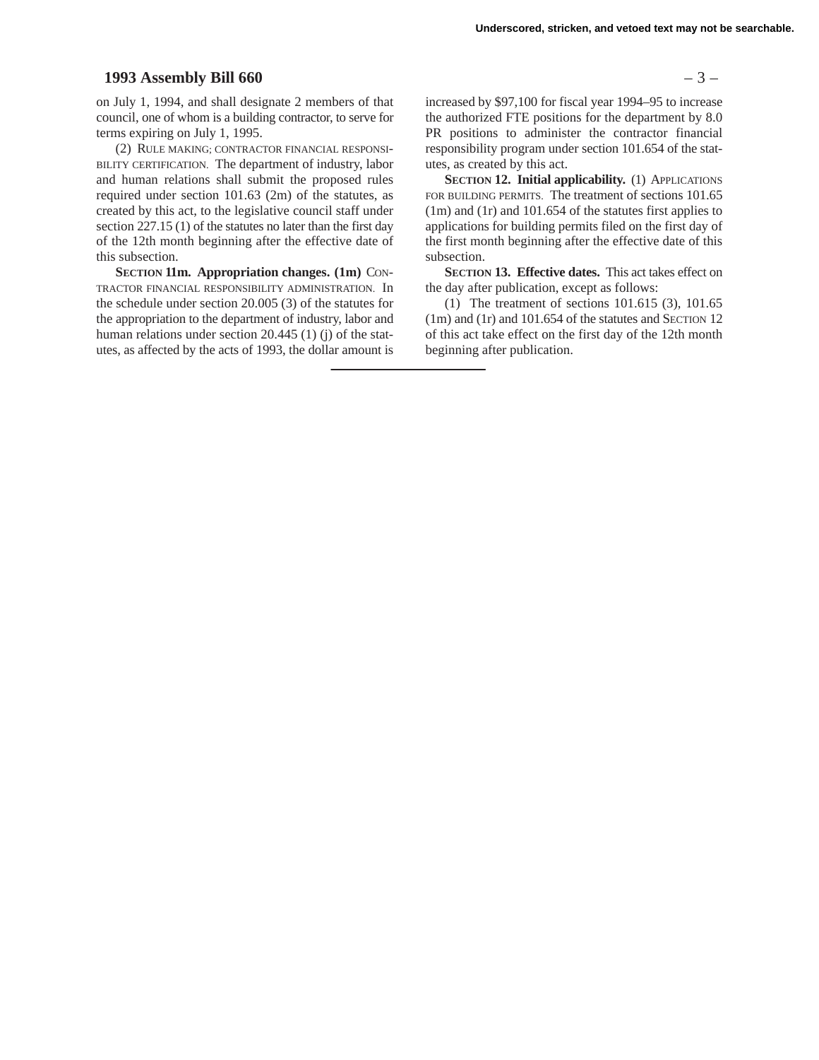on July 1, 1994, and shall designate 2 members of that council, one of whom is a building contractor, to serve for terms expiring on July 1, 1995.

(2) RULE MAKING; CONTRACTOR FINANCIAL RESPONSIBILITY CERTIFICATION. The department of industry, labor and human relations shall submit the proposed rules required under section 101.63 (2m) of the statutes, as created by this act, to the legislative council staff under section 227.15 (1) of the statutes no later than the first day of the 12th month beginning after the effective date of this subsection.

**SECTION 11m. Appropriation changes. (1m)** CONTRACTOR FINANCIAL RESPONSIBILITY ADMINISTRATION. In the schedule under section 20.005 (3) of the statutes for the appropriation to the department of industry, labor and human relations under section 20.445 (1) (j) of the statutes, as affected by the acts of 1993, the dollar amount is increased by $97,100 for fiscal year 1994–95 to increase the authorized FTE positions for the department by 8.0 PR positions to administer the contractor financial responsibility program under section 101.654 of the statutes, as created by this act.

**SECTION 12. Initial applicability.** (1) APPLICATIONS FOR BUILDING PERMITS. The treatment of sections 101.65 (1m) and (1r) and 101.654 of the statutes first applies to applications for building permits filed on the first day of the first month beginning after the effective date of this subsection.

**SECTION 13. Effective dates.** This act takes effect on the day after publication, except as follows:

(1) The treatment of sections 101.615 (3), 101.65 (1m) and (1r) and 101.654 of the statutes and SECTION 12 of this act take effect on the first day of the 12th month beginning after publication.